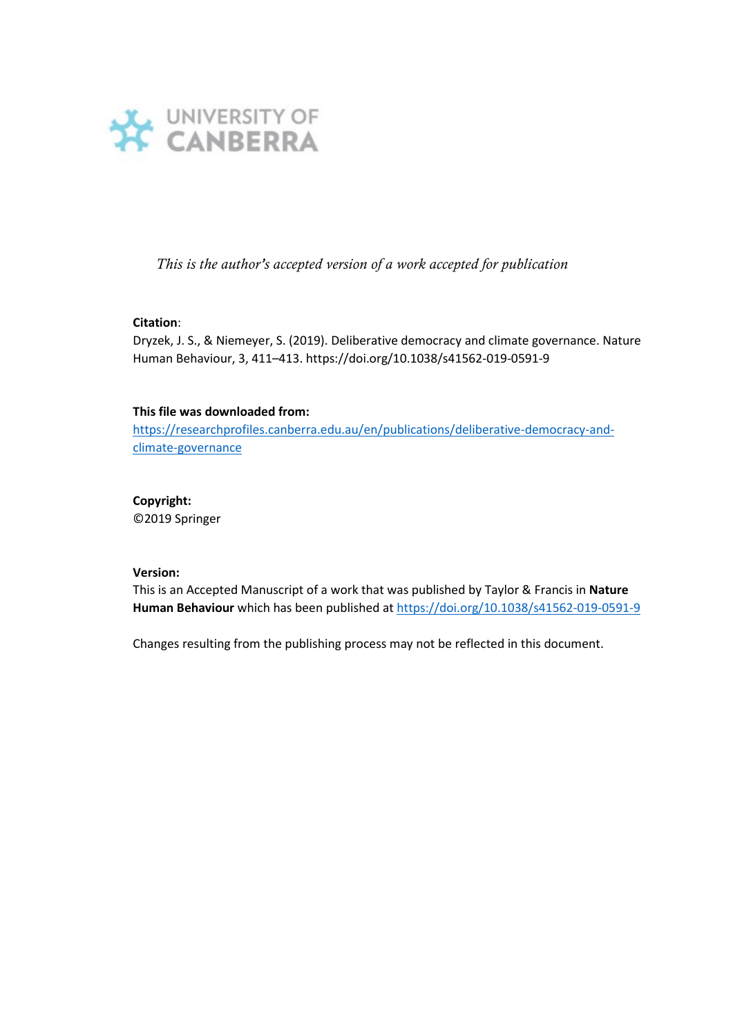UNIVERSITY OF CANBERRA

*This is the author's accepted version of a work accepted for publication*

**Citation**:
Dryzek, J. S., & Niemeyer, S. (2019). Deliberative democracy and climate governance. Nature Human Behaviour, 3, 411–413. https://doi.org/10.1038/s41562-019-0591-9

**This file was downloaded from:**
https://researchprofiles.canberra.edu.au/en/publications/deliberative-democracy-and-climate-governance

**Copyright:**
©2019 Springer

**Version:**
This is an Accepted Manuscript of a work that was published by Taylor & Francis in **Nature Human Behaviour** which has been published at https://doi.org/10.1038/s41562-019-0591-9

Changes resulting from the publishing process may not be reflected in this document.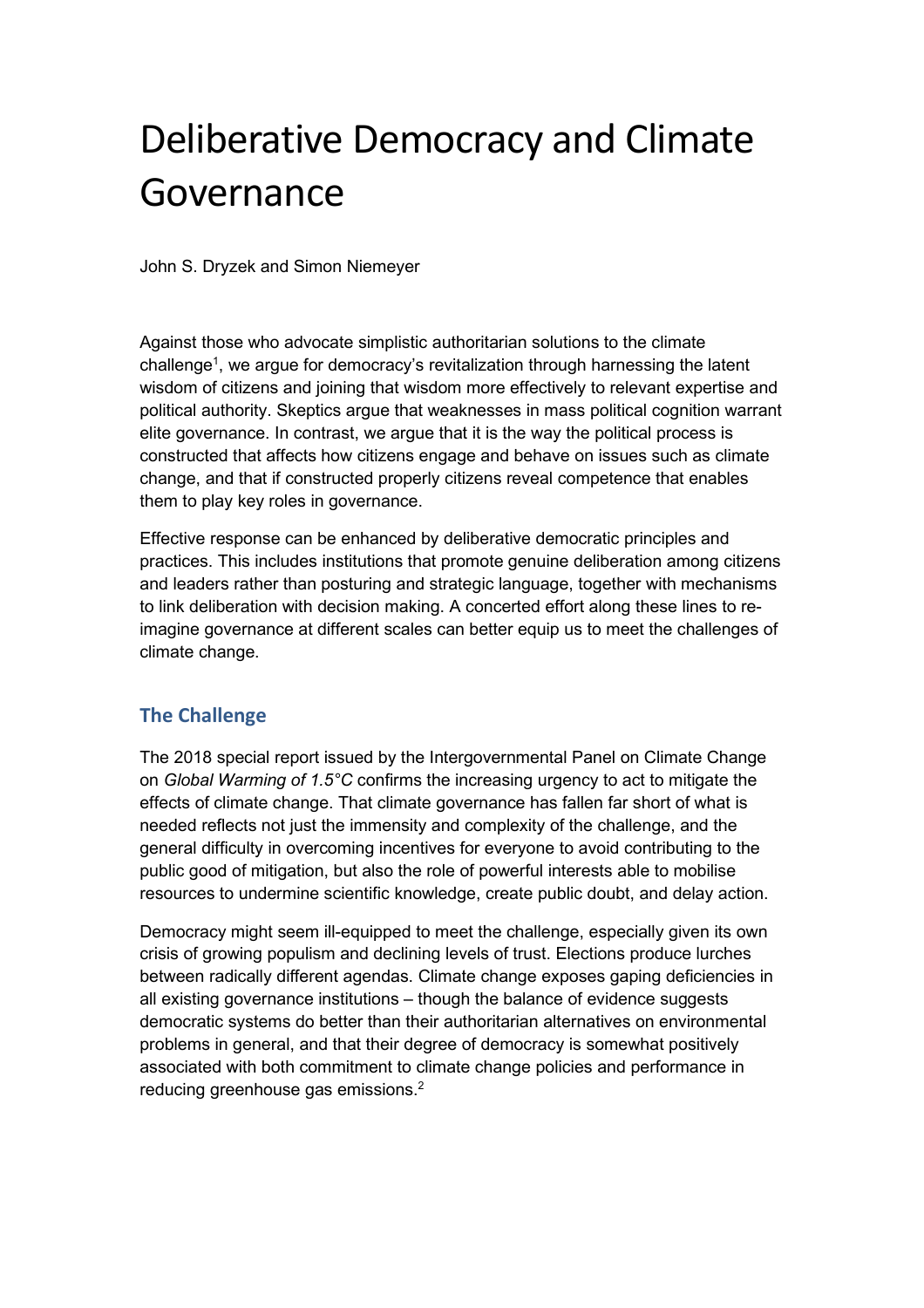# Deliberative Democracy and Climate Governance

John S. Dryzek and Simon Niemeyer

Against those who advocate simplistic authoritarian solutions to the climate challenge[1], we argue for democracy's revitalization through harnessing the latent wisdom of citizens and joining that wisdom more effectively to relevant expertise and political authority. Skeptics argue that weaknesses in mass political cognition warrant elite governance. In contrast, we argue that it is the way the political process is constructed that affects how citizens engage and behave on issues such as climate change, and that if constructed properly citizens reveal competence that enables them to play key roles in governance.

Effective response can be enhanced by deliberative democratic principles and practices. This includes institutions that promote genuine deliberation among citizens and leaders rather than posturing and strategic language, together with mechanisms to link deliberation with decision making. A concerted effort along these lines to re-imagine governance at different scales can better equip us to meet the challenges of climate change.

## The Challenge

The 2018 special report issued by the Intergovernmental Panel on Climate Change on *Global Warming of 1.5°C* confirms the increasing urgency to act to mitigate the effects of climate change. That climate governance has fallen far short of what is needed reflects not just the immensity and complexity of the challenge, and the general difficulty in overcoming incentives for everyone to avoid contributing to the public good of mitigation, but also the role of powerful interests able to mobilise resources to undermine scientific knowledge, create public doubt, and delay action.

Democracy might seem ill-equipped to meet the challenge, especially given its own crisis of growing populism and declining levels of trust. Elections produce lurches between radically different agendas. Climate change exposes gaping deficiencies in all existing governance institutions – though the balance of evidence suggests democratic systems do better than their authoritarian alternatives on environmental problems in general, and that their degree of democracy is somewhat positively associated with both commitment to climate change policies and performance in reducing greenhouse gas emissions.[2]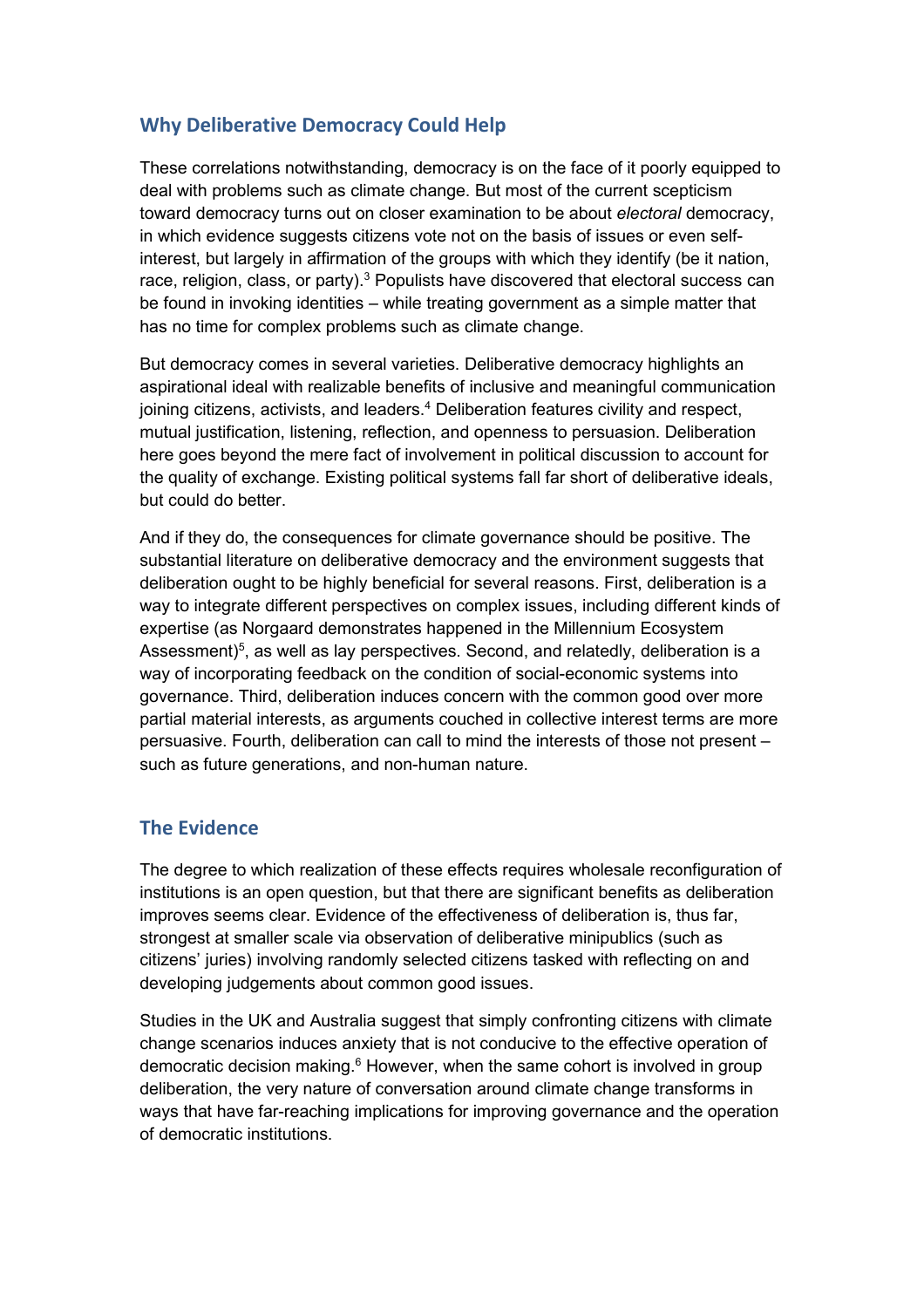## Why Deliberative Democracy Could Help

These correlations notwithstanding, democracy is on the face of it poorly equipped to deal with problems such as climate change. But most of the current scepticism toward democracy turns out on closer examination to be about *electoral* democracy, in which evidence suggests citizens vote not on the basis of issues or even self-interest, but largely in affirmation of the groups with which they identify (be it nation, race, religion, class, or party).[3] Populists have discovered that electoral success can be found in invoking identities – while treating government as a simple matter that has no time for complex problems such as climate change.

But democracy comes in several varieties. Deliberative democracy highlights an aspirational ideal with realizable benefits of inclusive and meaningful communication joining citizens, activists, and leaders.[4] Deliberation features civility and respect, mutual justification, listening, reflection, and openness to persuasion. Deliberation here goes beyond the mere fact of involvement in political discussion to account for the quality of exchange. Existing political systems fall far short of deliberative ideals, but could do better.

And if they do, the consequences for climate governance should be positive. The substantial literature on deliberative democracy and the environment suggests that deliberation ought to be highly beneficial for several reasons. First, deliberation is a way to integrate different perspectives on complex issues, including different kinds of expertise (as Norgaard demonstrates happened in the Millennium Ecosystem Assessment)[5], as well as lay perspectives. Second, and relatedly, deliberation is a way of incorporating feedback on the condition of social-economic systems into governance. Third, deliberation induces concern with the common good over more partial material interests, as arguments couched in collective interest terms are more persuasive. Fourth, deliberation can call to mind the interests of those not present – such as future generations, and non-human nature.

## The Evidence

The degree to which realization of these effects requires wholesale reconfiguration of institutions is an open question, but that there are significant benefits as deliberation improves seems clear. Evidence of the effectiveness of deliberation is, thus far, strongest at smaller scale via observation of deliberative minipublics (such as citizens' juries) involving randomly selected citizens tasked with reflecting on and developing judgements about common good issues.

Studies in the UK and Australia suggest that simply confronting citizens with climate change scenarios induces anxiety that is not conducive to the effective operation of democratic decision making.[6] However, when the same cohort is involved in group deliberation, the very nature of conversation around climate change transforms in ways that have far-reaching implications for improving governance and the operation of democratic institutions.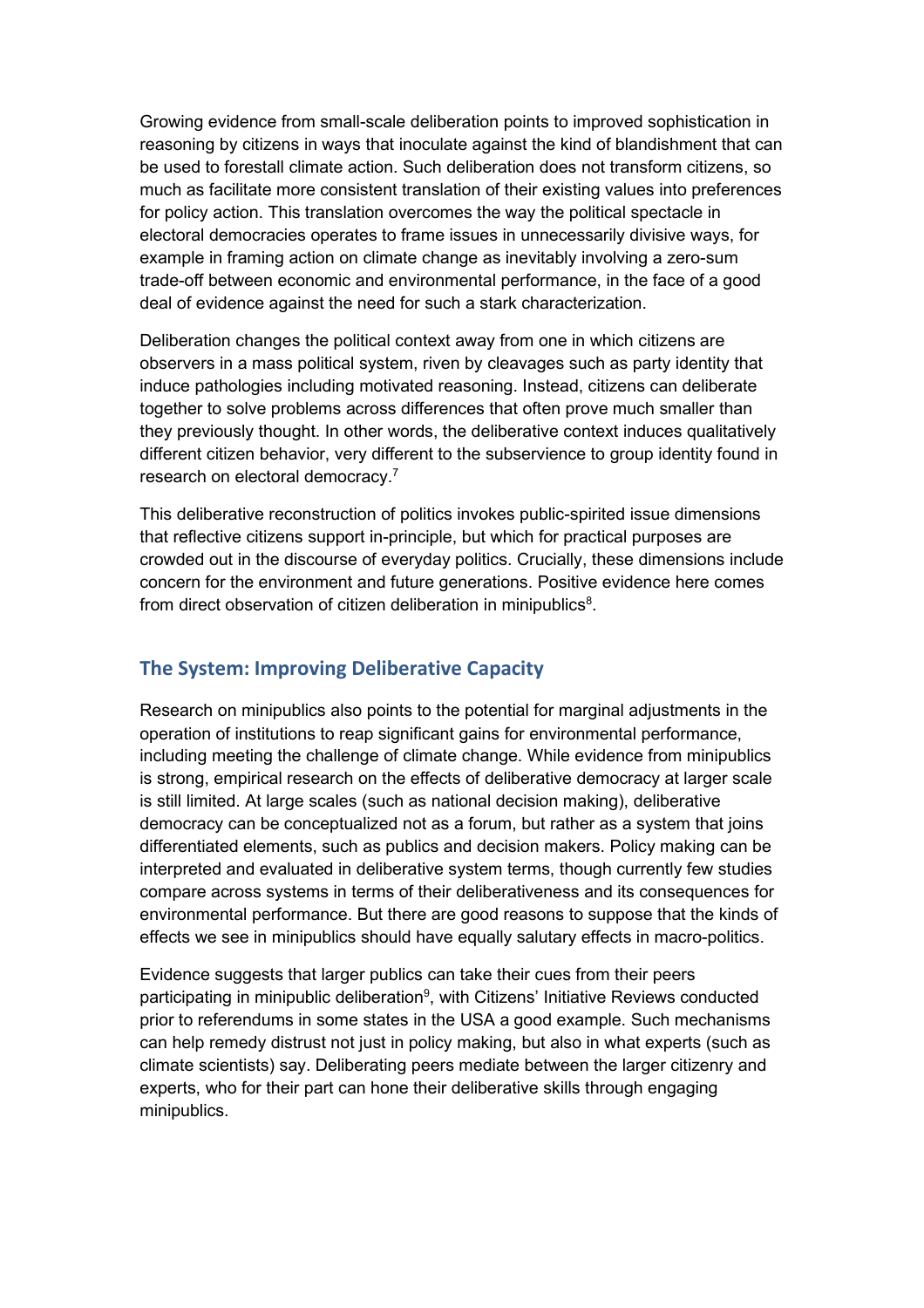Growing evidence from small-scale deliberation points to improved sophistication in reasoning by citizens in ways that inoculate against the kind of blandishment that can be used to forestall climate action. Such deliberation does not transform citizens, so much as facilitate more consistent translation of their existing values into preferences for policy action. This translation overcomes the way the political spectacle in electoral democracies operates to frame issues in unnecessarily divisive ways, for example in framing action on climate change as inevitably involving a zero-sum trade-off between economic and environmental performance, in the face of a good deal of evidence against the need for such a stark characterization.

Deliberation changes the political context away from one in which citizens are observers in a mass political system, riven by cleavages such as party identity that induce pathologies including motivated reasoning. Instead, citizens can deliberate together to solve problems across differences that often prove much smaller than they previously thought. In other words, the deliberative context induces qualitatively different citizen behavior, very different to the subservience to group identity found in research on electoral democracy.[7]

This deliberative reconstruction of politics invokes public-spirited issue dimensions that reflective citizens support in-principle, but which for practical purposes are crowded out in the discourse of everyday politics. Crucially, these dimensions include concern for the environment and future generations. Positive evidence here comes from direct observation of citizen deliberation in minipublics[8].

## The System: Improving Deliberative Capacity

Research on minipublics also points to the potential for marginal adjustments in the operation of institutions to reap significant gains for environmental performance, including meeting the challenge of climate change. While evidence from minipublics is strong, empirical research on the effects of deliberative democracy at larger scale is still limited. At large scales (such as national decision making), deliberative democracy can be conceptualized not as a forum, but rather as a system that joins differentiated elements, such as publics and decision makers. Policy making can be interpreted and evaluated in deliberative system terms, though currently few studies compare across systems in terms of their deliberativeness and its consequences for environmental performance. But there are good reasons to suppose that the kinds of effects we see in minipublics should have equally salutary effects in macro-politics.

Evidence suggests that larger publics can take their cues from their peers participating in minipublic deliberation[9], with Citizens' Initiative Reviews conducted prior to referendums in some states in the USA a good example. Such mechanisms can help remedy distrust not just in policy making, but also in what experts (such as climate scientists) say. Deliberating peers mediate between the larger citizenry and experts, who for their part can hone their deliberative skills through engaging minipublics.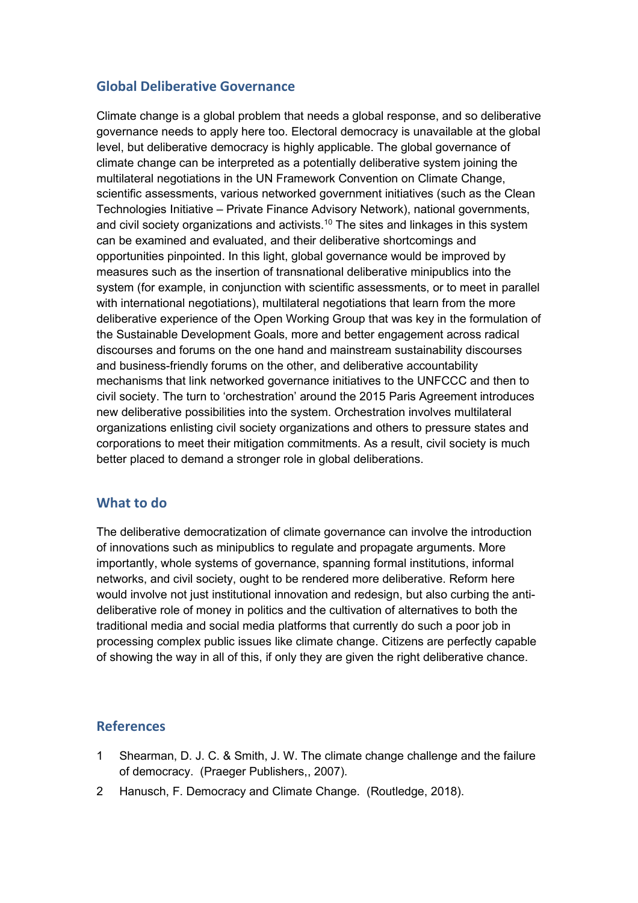## Global Deliberative Governance

Climate change is a global problem that needs a global response, and so deliberative governance needs to apply here too. Electoral democracy is unavailable at the global level, but deliberative democracy is highly applicable. The global governance of climate change can be interpreted as a potentially deliberative system joining the multilateral negotiations in the UN Framework Convention on Climate Change, scientific assessments, various networked government initiatives (such as the Clean Technologies Initiative – Private Finance Advisory Network), national governments, and civil society organizations and activists.[10] The sites and linkages in this system can be examined and evaluated, and their deliberative shortcomings and opportunities pinpointed. In this light, global governance would be improved by measures such as the insertion of transnational deliberative minipublics into the system (for example, in conjunction with scientific assessments, or to meet in parallel with international negotiations), multilateral negotiations that learn from the more deliberative experience of the Open Working Group that was key in the formulation of the Sustainable Development Goals, more and better engagement across radical discourses and forums on the one hand and mainstream sustainability discourses and business-friendly forums on the other, and deliberative accountability mechanisms that link networked governance initiatives to the UNFCCC and then to civil society. The turn to 'orchestration' around the 2015 Paris Agreement introduces new deliberative possibilities into the system. Orchestration involves multilateral organizations enlisting civil society organizations and others to pressure states and corporations to meet their mitigation commitments. As a result, civil society is much better placed to demand a stronger role in global deliberations.

## What to do

The deliberative democratization of climate governance can involve the introduction of innovations such as minipublics to regulate and propagate arguments. More importantly, whole systems of governance, spanning formal institutions, informal networks, and civil society, ought to be rendered more deliberative. Reform here would involve not just institutional innovation and redesign, but also curbing the anti-deliberative role of money in politics and the cultivation of alternatives to both the traditional media and social media platforms that currently do such a poor job in processing complex public issues like climate change. Citizens are perfectly capable of showing the way in all of this, if only they are given the right deliberative chance.

## References

1. Shearman, D. J. C. & Smith, J. W. The climate change challenge and the failure of democracy. (Praeger Publishers,, 2007).
2. Hanusch, F. Democracy and Climate Change. (Routledge, 2018).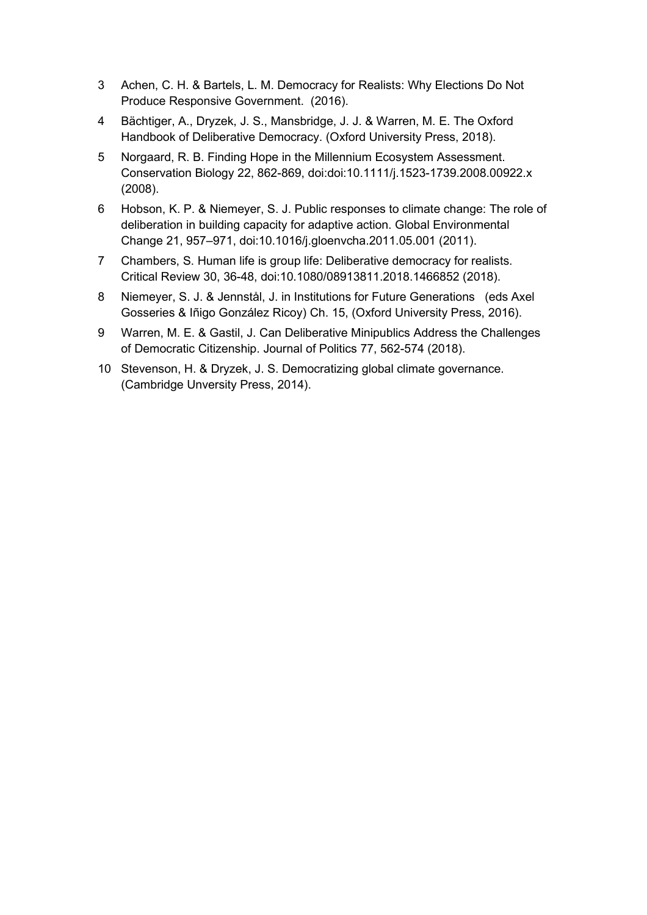3. Achen, C. H. & Bartels, L. M. Democracy for Realists: Why Elections Do Not Produce Responsive Government. (2016).
4. Bächtiger, A., Dryzek, J. S., Mansbridge, J. J. & Warren, M. E. The Oxford Handbook of Deliberative Democracy. (Oxford University Press, 2018).
5. Norgaard, R. B. Finding Hope in the Millennium Ecosystem Assessment. Conservation Biology 22, 862-869, doi:doi:10.1111/j.1523-1739.2008.00922.x (2008).
6. Hobson, K. P. & Niemeyer, S. J. Public responses to climate change: The role of deliberation in building capacity for adaptive action. Global Environmental Change 21, 957–971, doi:10.1016/j.gloenvcha.2011.05.001 (2011).
7. Chambers, S. Human life is group life: Deliberative democracy for realists. Critical Review 30, 36-48, doi:10.1080/08913811.2018.1466852 (2018).
8. Niemeyer, S. J. & Jennstål, J. in Institutions for Future Generations (eds Axel Gosseries & Iñigo González Ricoy) Ch. 15, (Oxford University Press, 2016).
9. Warren, M. E. & Gastil, J. Can Deliberative Minipublics Address the Challenges of Democratic Citizenship. Journal of Politics 77, 562-574 (2018).
10. Stevenson, H. & Dryzek, J. S. Democratizing global climate governance. (Cambridge Unversity Press, 2014).